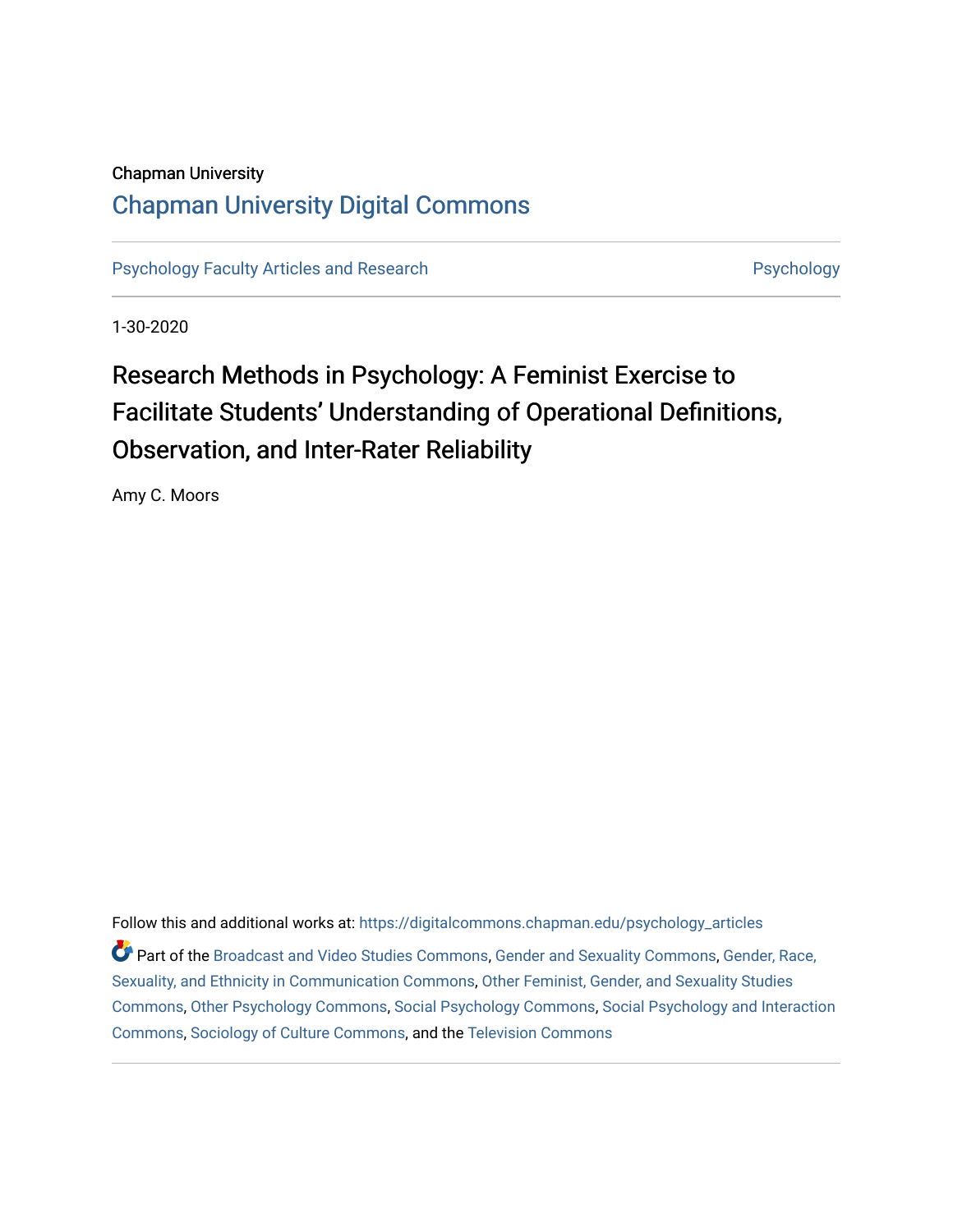Chapman University

## Chapman University Digital Commons

Psychology Faculty Articles and Research | Psychology

1-30-2020

# Research Methods in Psychology: A Feminist Exercise to Facilitate Students' Understanding of Operational Definitions, Observation, and Inter-Rater Reliability

Amy C. Moors

Follow this and additional works at: https://digitalcommons.chapman.edu/psychology_articles

Part of the Broadcast and Video Studies Commons, Gender and Sexuality Commons, Gender, Race, Sexuality, and Ethnicity in Communication Commons, Other Feminist, Gender, and Sexuality Studies Commons, Other Psychology Commons, Social Psychology Commons, Social Psychology and Interaction Commons, Sociology of Culture Commons, and the Television Commons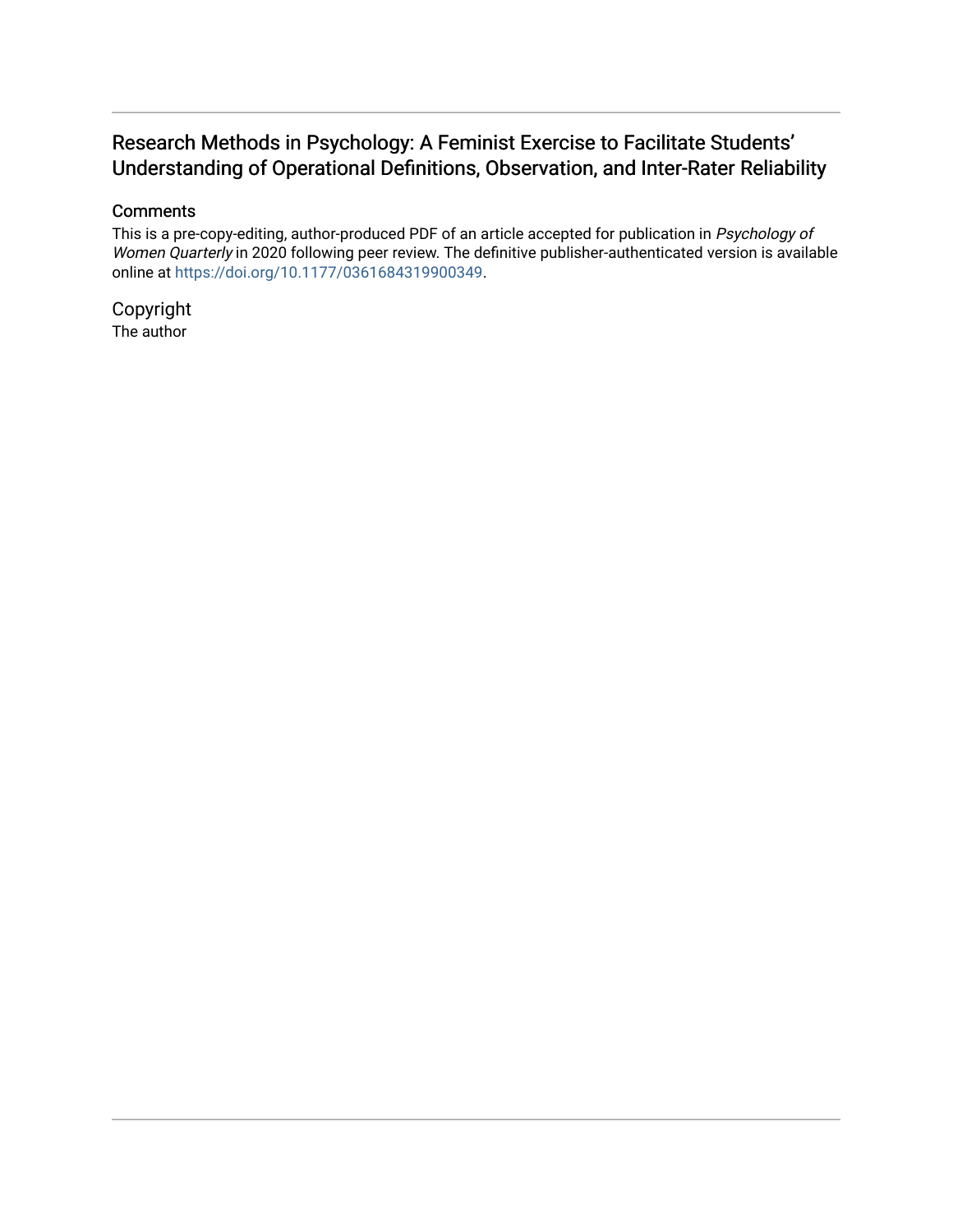# Research Methods in Psychology: A Feminist Exercise to Facilitate Students' Understanding of Operational Definitions, Observation, and Inter-Rater Reliability

## Comments

This is a pre-copy-editing, author-produced PDF of an article accepted for publication in *Psychology of Women Quarterly* in 2020 following peer review. The definitive publisher-authenticated version is available online at https://doi.org/10.1177/0361684319900349.

## Copyright

The author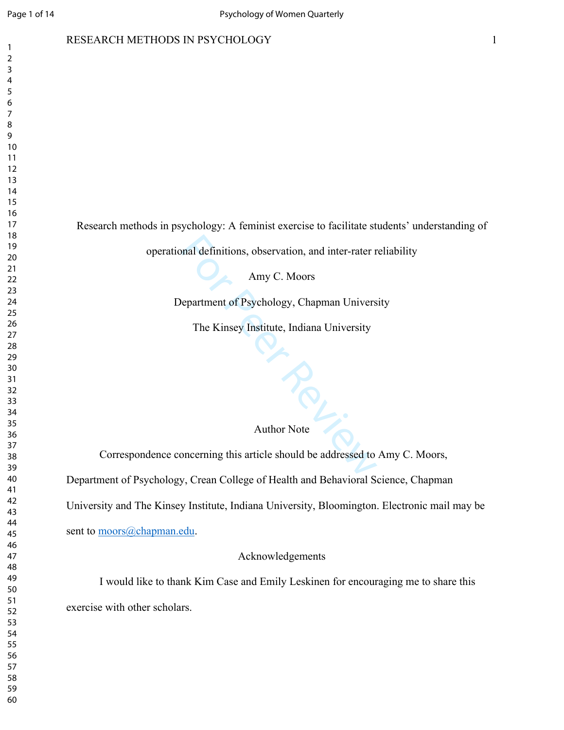# Research methods in psychology: A feminist exercise to facilitate students' understanding of operational definitions, observation, and inter-rater reliability

Amy C. Moors

Department of Psychology, Chapman University

The Kinsey Institute, Indiana University

## Author Note

Correspondence concerning this article should be addressed to Amy C. Moors, Department of Psychology, Crean College of Health and Behavioral Science, Chapman University and The Kinsey Institute, Indiana University, Bloomington. Electronic mail may be sent to moors@chapman.edu.

## Acknowledgements

I would like to thank Kim Case and Emily Leskinen for encouraging me to share this exercise with other scholars.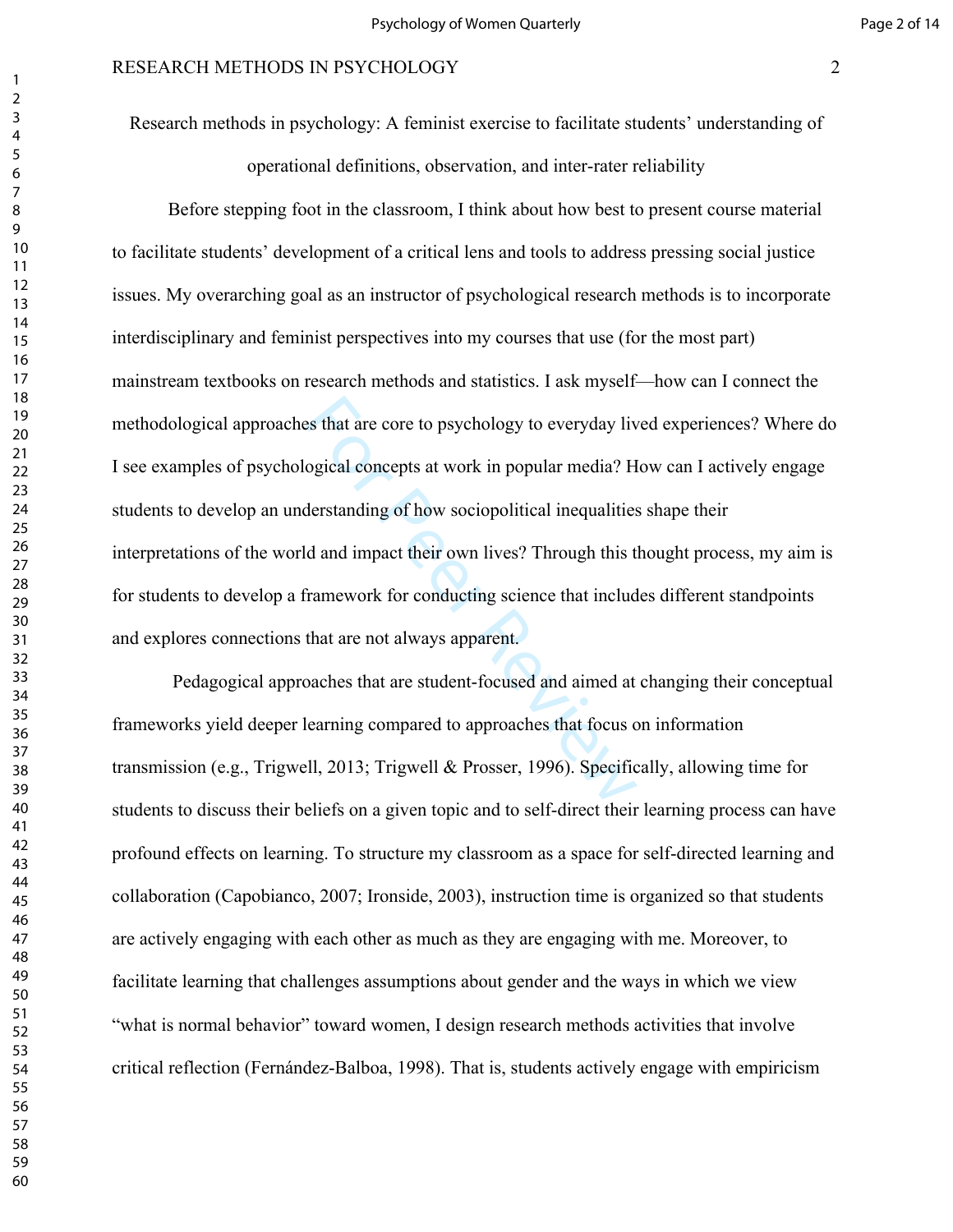Research methods in psychology: A feminist exercise to facilitate students' understanding of operational definitions, observation, and inter-rater reliability

Before stepping foot in the classroom, I think about how best to present course material to facilitate students' development of a critical lens and tools to address pressing social justice issues. My overarching goal as an instructor of psychological research methods is to incorporate interdisciplinary and feminist perspectives into my courses that use (for the most part) mainstream textbooks on research methods and statistics. I ask myself—how can I connect the methodological approaches that are core to psychology to everyday lived experiences? Where do I see examples of psychological concepts at work in popular media? How can I actively engage students to develop an understanding of how sociopolitical inequalities shape their interpretations of the world and impact their own lives? Through this thought process, my aim is for students to develop a framework for conducting science that includes different standpoints and explores connections that are not always apparent.

Pedagogical approaches that are student-focused and aimed at changing their conceptual frameworks yield deeper learning compared to approaches that focus on information transmission (e.g., Trigwell, 2013; Trigwell & Prosser, 1996). Specifically, allowing time for students to discuss their beliefs on a given topic and to self-direct their learning process can have profound effects on learning. To structure my classroom as a space for self-directed learning and collaboration (Capobianco, 2007; Ironside, 2003), instruction time is organized so that students are actively engaging with each other as much as they are engaging with me. Moreover, to facilitate learning that challenges assumptions about gender and the ways in which we view "what is normal behavior" toward women, I design research methods activities that involve critical reflection (Fernández-Balboa, 1998). That is, students actively engage with empiricism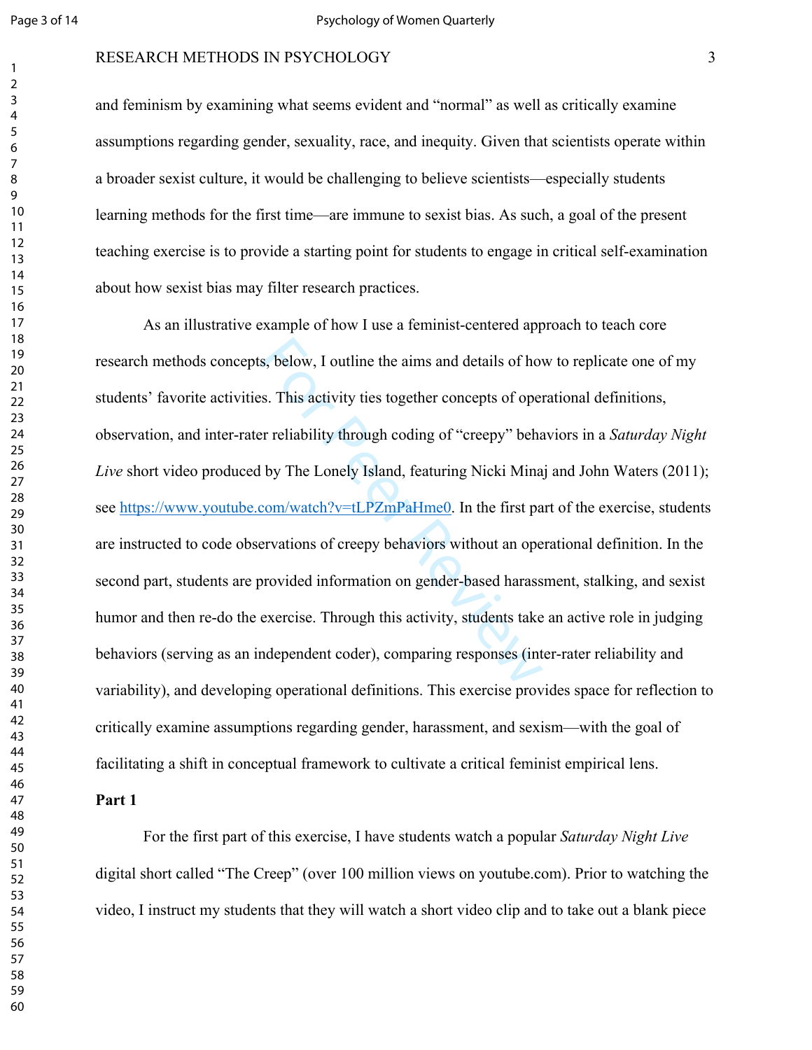and feminism by examining what seems evident and "normal" as well as critically examine assumptions regarding gender, sexuality, race, and inequity. Given that scientists operate within a broader sexist culture, it would be challenging to believe scientists—especially students learning methods for the first time—are immune to sexist bias. As such, a goal of the present teaching exercise is to provide a starting point for students to engage in critical self-examination about how sexist bias may filter research practices.

As an illustrative example of how I use a feminist-centered approach to teach core research methods concepts, below, I outline the aims and details of how to replicate one of my students' favorite activities. This activity ties together concepts of operational definitions, observation, and inter-rater reliability through coding of "creepy" behaviors in a *Saturday Night Live* short video produced by The Lonely Island, featuring Nicki Minaj and John Waters (2011); see https://www.youtube.com/watch?v=tLPZmPaHme0. In the first part of the exercise, students are instructed to code observations of creepy behaviors without an operational definition. In the second part, students are provided information on gender-based harassment, stalking, and sexist humor and then re-do the exercise. Through this activity, students take an active role in judging behaviors (serving as an independent coder), comparing responses (inter-rater reliability and variability), and developing operational definitions. This exercise provides space for reflection to critically examine assumptions regarding gender, harassment, and sexism—with the goal of facilitating a shift in conceptual framework to cultivate a critical feminist empirical lens.

**Part 1**

For the first part of this exercise, I have students watch a popular *Saturday Night Live* digital short called "The Creep" (over 100 million views on youtube.com). Prior to watching the video, I instruct my students that they will watch a short video clip and to take out a blank piece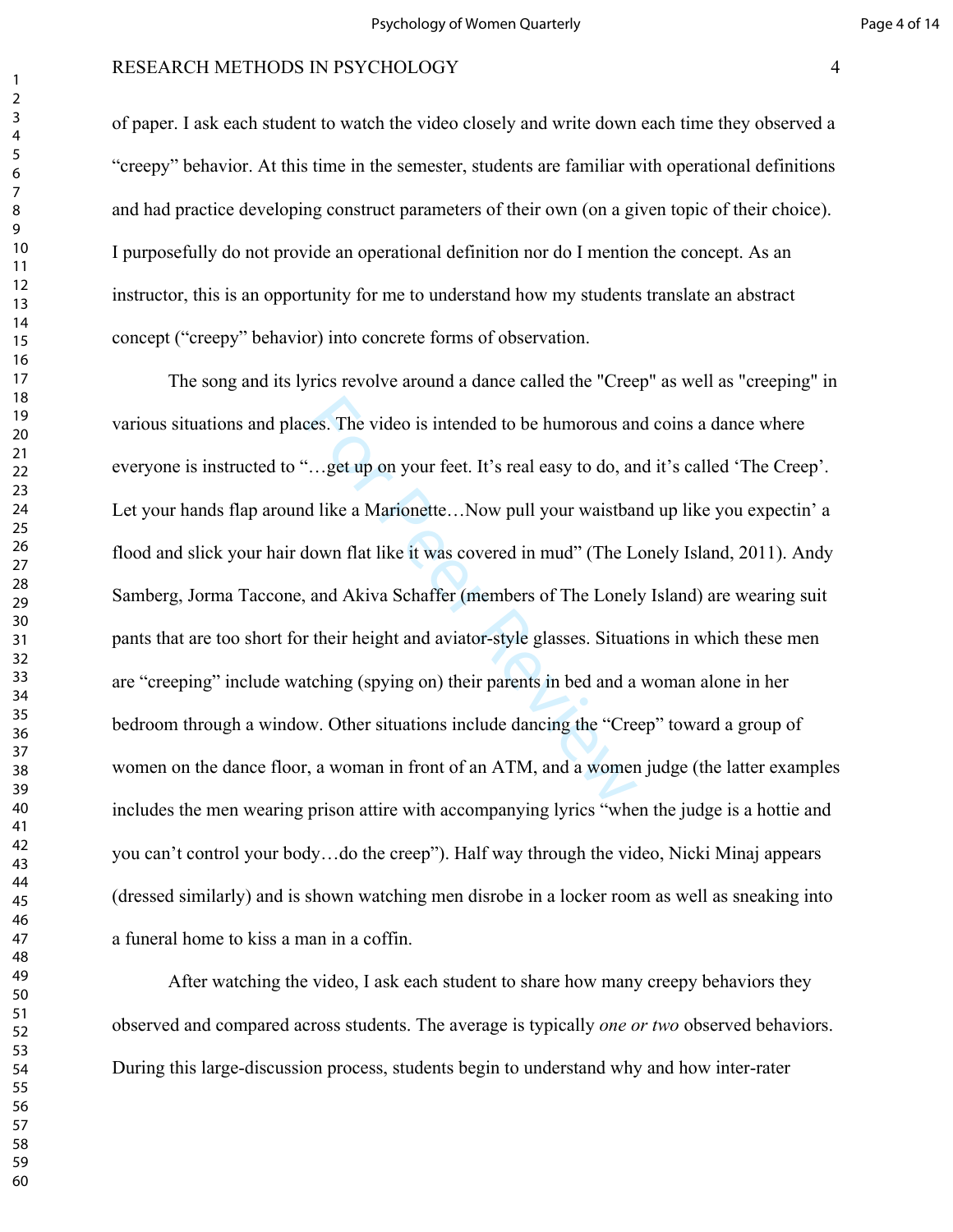of paper. I ask each student to watch the video closely and write down each time they observed a "creepy" behavior. At this time in the semester, students are familiar with operational definitions and had practice developing construct parameters of their own (on a given topic of their choice). I purposefully do not provide an operational definition nor do I mention the concept. As an instructor, this is an opportunity for me to understand how my students translate an abstract concept ("creepy" behavior) into concrete forms of observation.

The song and its lyrics revolve around a dance called the "Creep" as well as "creeping" in various situations and places. The video is intended to be humorous and coins a dance where everyone is instructed to "…get up on your feet. It's real easy to do, and it's called 'The Creep'. Let your hands flap around like a Marionette…Now pull your waistband up like you expectin' a flood and slick your hair down flat like it was covered in mud" (The Lonely Island, 2011). Andy Samberg, Jorma Taccone, and Akiva Schaffer (members of The Lonely Island) are wearing suit pants that are too short for their height and aviator-style glasses. Situations in which these men are "creeping" include watching (spying on) their parents in bed and a woman alone in her bedroom through a window. Other situations include dancing the "Creep" toward a group of women on the dance floor, a woman in front of an ATM, and a women judge (the latter examples includes the men wearing prison attire with accompanying lyrics "when the judge is a hottie and you can't control your body…do the creep"). Half way through the video, Nicki Minaj appears (dressed similarly) and is shown watching men disrobe in a locker room as well as sneaking into a funeral home to kiss a man in a coffin.

After watching the video, I ask each student to share how many creepy behaviors they observed and compared across students. The average is typically *one or two* observed behaviors. During this large-discussion process, students begin to understand why and how inter-rater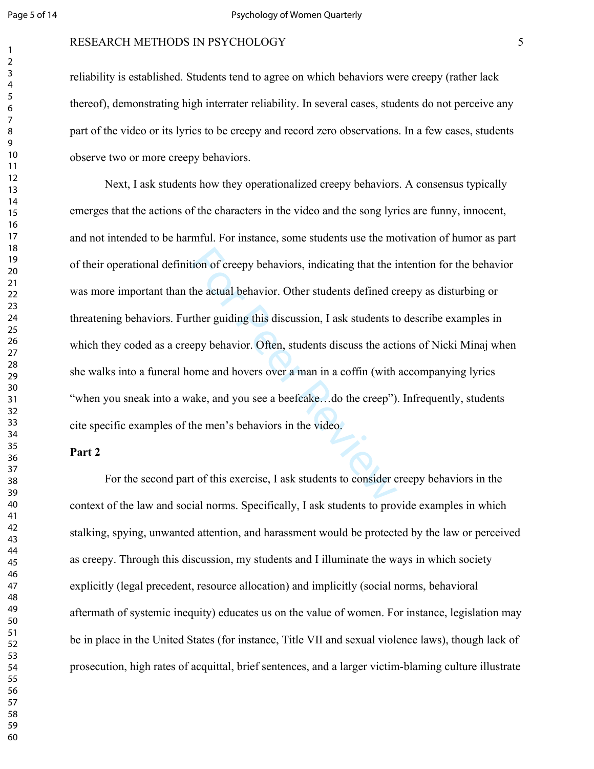reliability is established. Students tend to agree on which behaviors were creepy (rather lack thereof), demonstrating high interrater reliability. In several cases, students do not perceive any part of the video or its lyrics to be creepy and record zero observations. In a few cases, students observe two or more creepy behaviors.

Next, I ask students how they operationalized creepy behaviors. A consensus typically emerges that the actions of the characters in the video and the song lyrics are funny, innocent, and not intended to be harmful. For instance, some students use the motivation of humor as part of their operational definition of creepy behaviors, indicating that the intention for the behavior was more important than the actual behavior. Other students defined creepy as disturbing or threatening behaviors. Further guiding this discussion, I ask students to describe examples in which they coded as a creepy behavior. Often, students discuss the actions of Nicki Minaj when she walks into a funeral home and hovers over a man in a coffin (with accompanying lyrics "when you sneak into a wake, and you see a beefcake…do the creep"). Infrequently, students cite specific examples of the men's behaviors in the video.

**Part 2**

For the second part of this exercise, I ask students to consider creepy behaviors in the context of the law and social norms. Specifically, I ask students to provide examples in which stalking, spying, unwanted attention, and harassment would be protected by the law or perceived as creepy. Through this discussion, my students and I illuminate the ways in which society explicitly (legal precedent, resource allocation) and implicitly (social norms, behavioral aftermath of systemic inequity) educates us on the value of women. For instance, legislation may be in place in the United States (for instance, Title VII and sexual violence laws), though lack of prosecution, high rates of acquittal, brief sentences, and a larger victim-blaming culture illustrate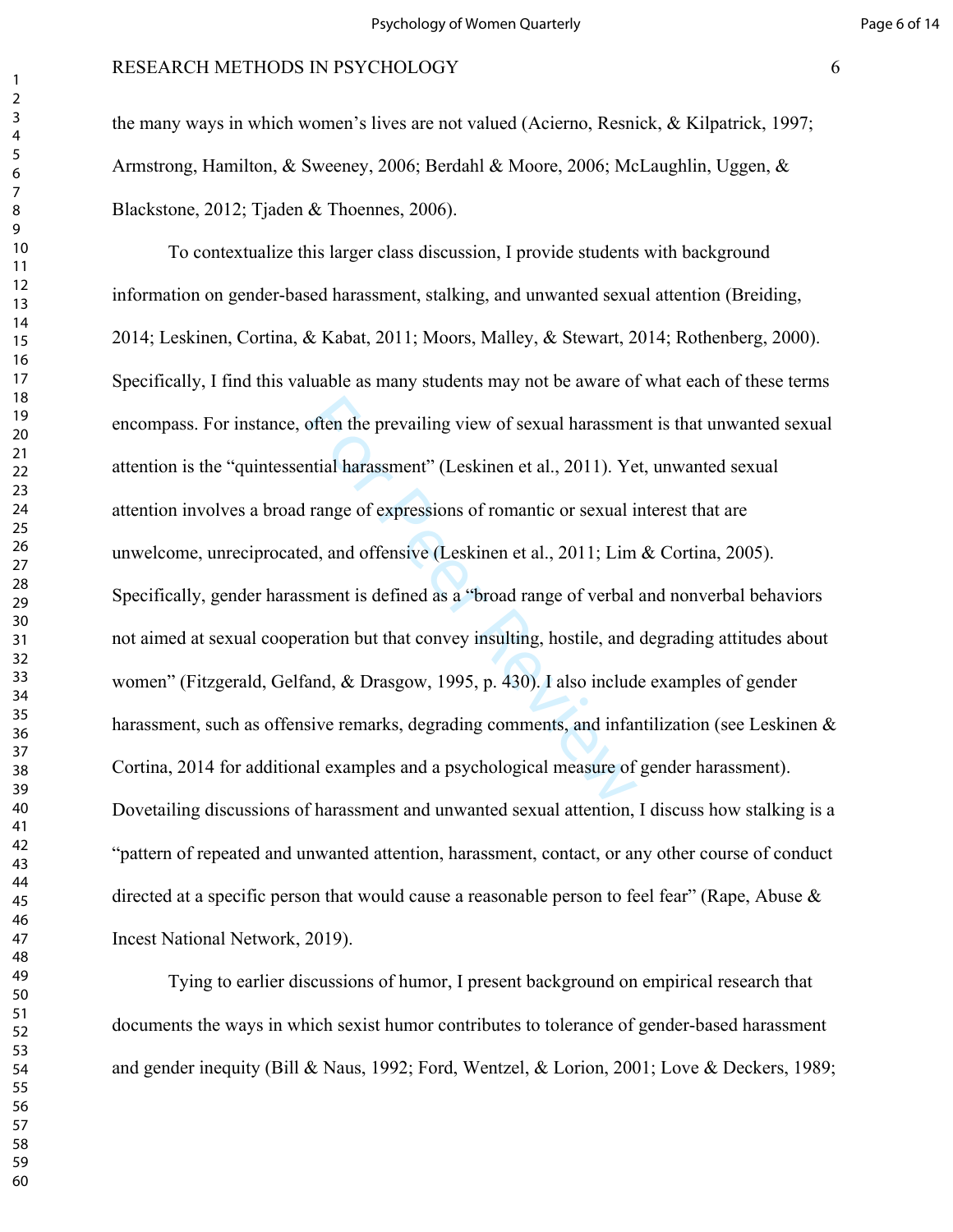the many ways in which women's lives are not valued (Acierno, Resnick, & Kilpatrick, 1997; Armstrong, Hamilton, & Sweeney, 2006; Berdahl & Moore, 2006; McLaughlin, Uggen, & Blackstone, 2012; Tjaden & Thoennes, 2006).

To contextualize this larger class discussion, I provide students with background information on gender-based harassment, stalking, and unwanted sexual attention (Breiding, 2014; Leskinen, Cortina, & Kabat, 2011; Moors, Malley, & Stewart, 2014; Rothenberg, 2000). Specifically, I find this valuable as many students may not be aware of what each of these terms encompass. For instance, often the prevailing view of sexual harassment is that unwanted sexual attention is the "quintessential harassment" (Leskinen et al., 2011). Yet, unwanted sexual attention involves a broad range of expressions of romantic or sexual interest that are unwelcome, unreciprocated, and offensive (Leskinen et al., 2011; Lim & Cortina, 2005). Specifically, gender harassment is defined as a "broad range of verbal and nonverbal behaviors not aimed at sexual cooperation but that convey insulting, hostile, and degrading attitudes about women" (Fitzgerald, Gelfand, & Drasgow, 1995, p. 430). I also include examples of gender harassment, such as offensive remarks, degrading comments, and infantilization (see Leskinen & Cortina, 2014 for additional examples and a psychological measure of gender harassment). Dovetailing discussions of harassment and unwanted sexual attention, I discuss how stalking is a "pattern of repeated and unwanted attention, harassment, contact, or any other course of conduct directed at a specific person that would cause a reasonable person to feel fear" (Rape, Abuse & Incest National Network, 2019).

Tying to earlier discussions of humor, I present background on empirical research that documents the ways in which sexist humor contributes to tolerance of gender-based harassment and gender inequity (Bill & Naus, 1992; Ford, Wentzel, & Lorion, 2001; Love & Deckers, 1989;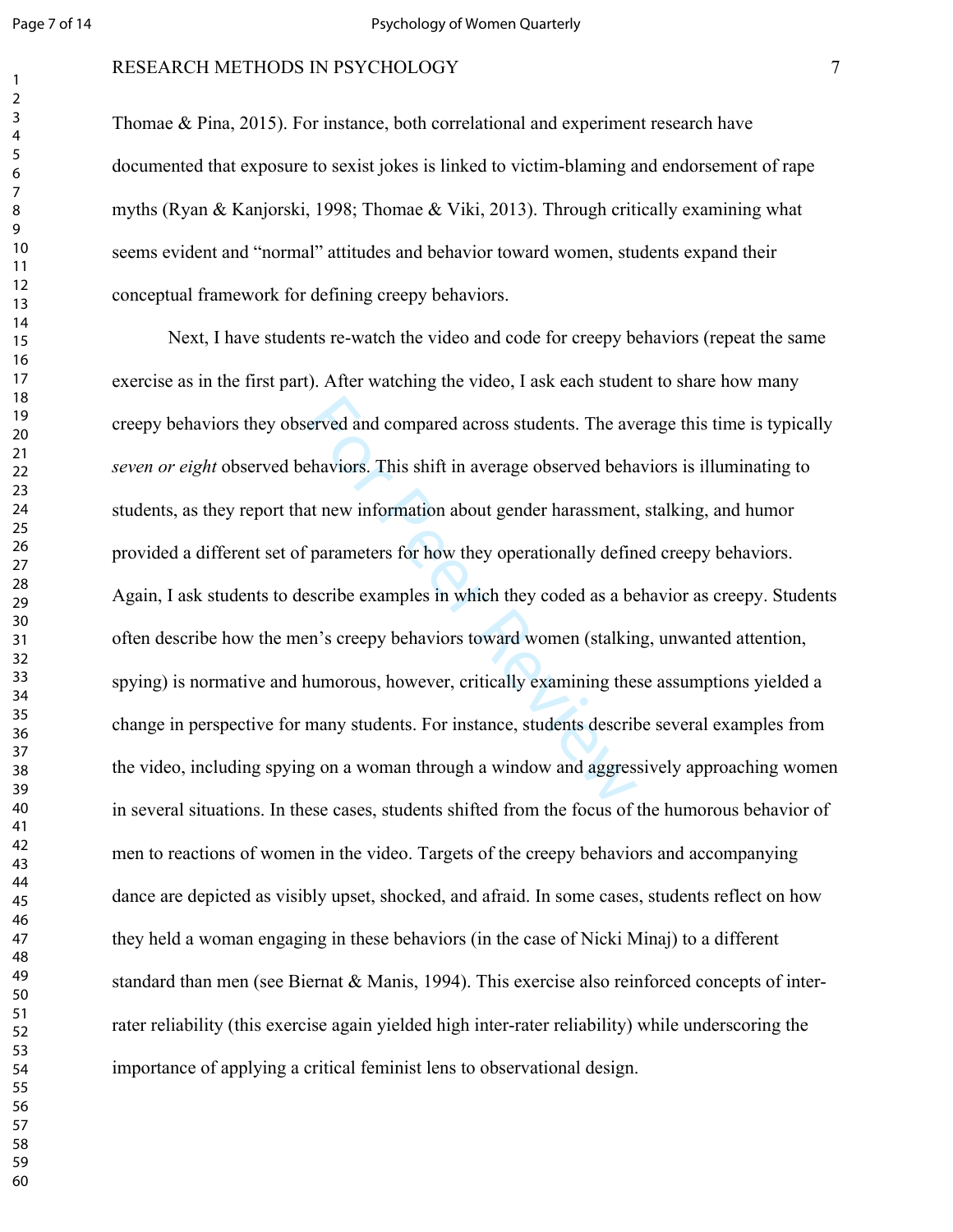Thomae & Pina, 2015). For instance, both correlational and experiment research have documented that exposure to sexist jokes is linked to victim-blaming and endorsement of rape myths (Ryan & Kanjorski, 1998; Thomae & Viki, 2013). Through critically examining what seems evident and "normal" attitudes and behavior toward women, students expand their conceptual framework for defining creepy behaviors.

Next, I have students re-watch the video and code for creepy behaviors (repeat the same exercise as in the first part). After watching the video, I ask each student to share how many creepy behaviors they observed and compared across students. The average this time is typically *seven or eight* observed behaviors. This shift in average observed behaviors is illuminating to students, as they report that new information about gender harassment, stalking, and humor provided a different set of parameters for how they operationally defined creepy behaviors. Again, I ask students to describe examples in which they coded as a behavior as creepy. Students often describe how the men's creepy behaviors toward women (stalking, unwanted attention, spying) is normative and humorous, however, critically examining these assumptions yielded a change in perspective for many students. For instance, students describe several examples from the video, including spying on a woman through a window and aggressively approaching women in several situations. In these cases, students shifted from the focus of the humorous behavior of men to reactions of women in the video. Targets of the creepy behaviors and accompanying dance are depicted as visibly upset, shocked, and afraid. In some cases, students reflect on how they held a woman engaging in these behaviors (in the case of Nicki Minaj) to a different standard than men (see Biernat & Manis, 1994). This exercise also reinforced concepts of inter-rater reliability (this exercise again yielded high inter-rater reliability) while underscoring the importance of applying a critical feminist lens to observational design.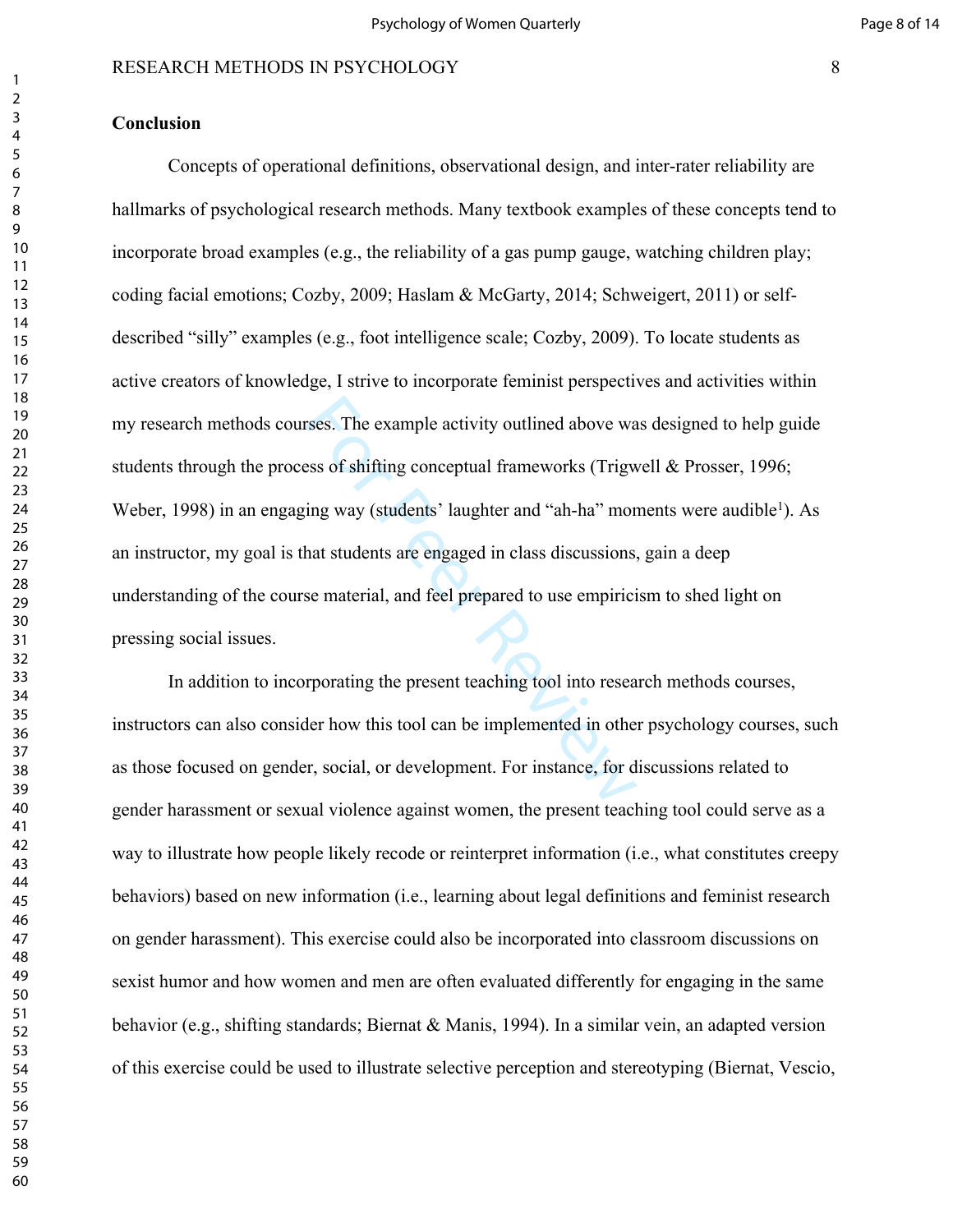**Conclusion**

Concepts of operational definitions, observational design, and inter-rater reliability are hallmarks of psychological research methods. Many textbook examples of these concepts tend to incorporate broad examples (e.g., the reliability of a gas pump gauge, watching children play; coding facial emotions; Cozby, 2009; Haslam & McGarty, 2014; Schweigert, 2011) or self-described "silly" examples (e.g., foot intelligence scale; Cozby, 2009). To locate students as active creators of knowledge, I strive to incorporate feminist perspectives and activities within my research methods courses. The example activity outlined above was designed to help guide students through the process of shifting conceptual frameworks (Trigwell & Prosser, 1996; Weber, 1998) in an engaging way (students' laughter and "ah-ha" moments were audible[1]). As an instructor, my goal is that students are engaged in class discussions, gain a deep understanding of the course material, and feel prepared to use empiricism to shed light on pressing social issues.

In addition to incorporating the present teaching tool into research methods courses, instructors can also consider how this tool can be implemented in other psychology courses, such as those focused on gender, social, or development. For instance, for discussions related to gender harassment or sexual violence against women, the present teaching tool could serve as a way to illustrate how people likely recode or reinterpret information (i.e., what constitutes creepy behaviors) based on new information (i.e., learning about legal definitions and feminist research on gender harassment). This exercise could also be incorporated into classroom discussions on sexist humor and how women and men are often evaluated differently for engaging in the same behavior (e.g., shifting standards; Biernat & Manis, 1994). In a similar vein, an adapted version of this exercise could be used to illustrate selective perception and stereotyping (Biernat, Vescio,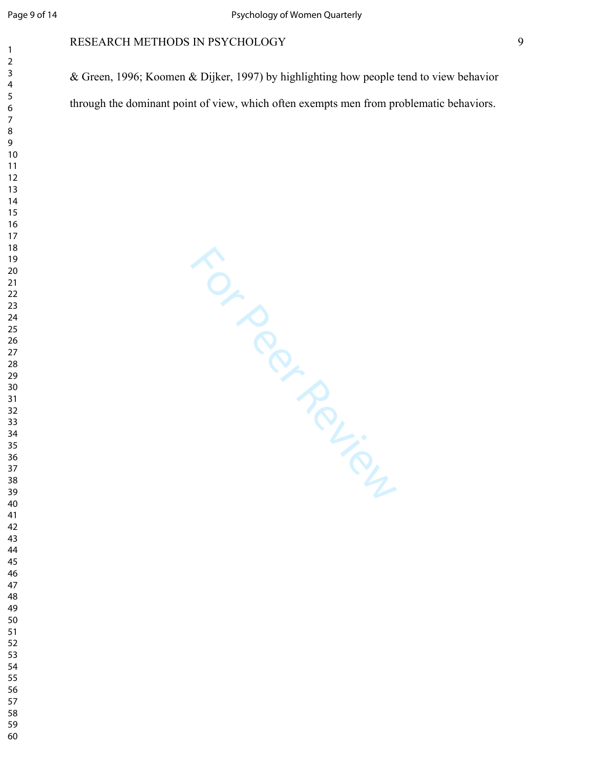& Green, 1996; Koomen & Dijker, 1997) by highlighting how people tend to view behavior through the dominant point of view, which often exempts men from problematic behaviors.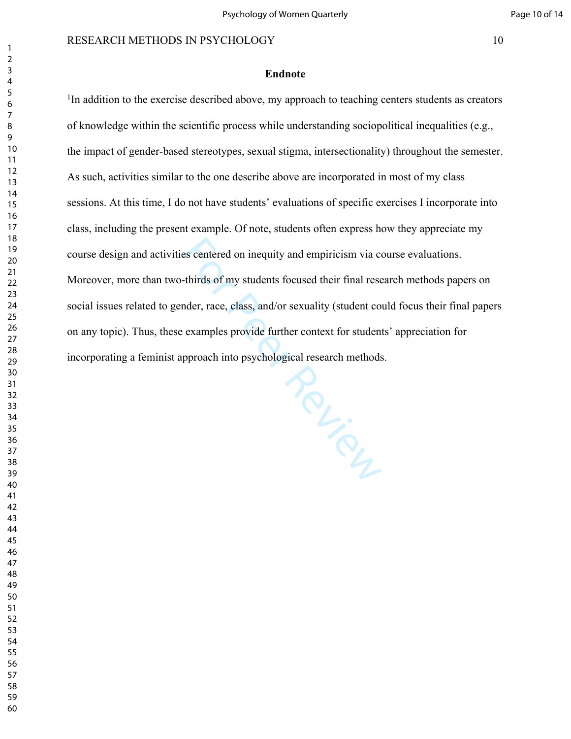## Endnote

[1]In addition to the exercise described above, my approach to teaching centers students as creators of knowledge within the scientific process while understanding sociopolitical inequalities (e.g., the impact of gender-based stereotypes, sexual stigma, intersectionality) throughout the semester. As such, activities similar to the one describe above are incorporated in most of my class sessions. At this time, I do not have students' evaluations of specific exercises I incorporate into class, including the present example. Of note, students often express how they appreciate my course design and activities centered on inequity and empiricism via course evaluations. Moreover, more than two-thirds of my students focused their final research methods papers on social issues related to gender, race, class, and/or sexuality (student could focus their final papers on any topic). Thus, these examples provide further context for students' appreciation for incorporating a feminist approach into psychological research methods.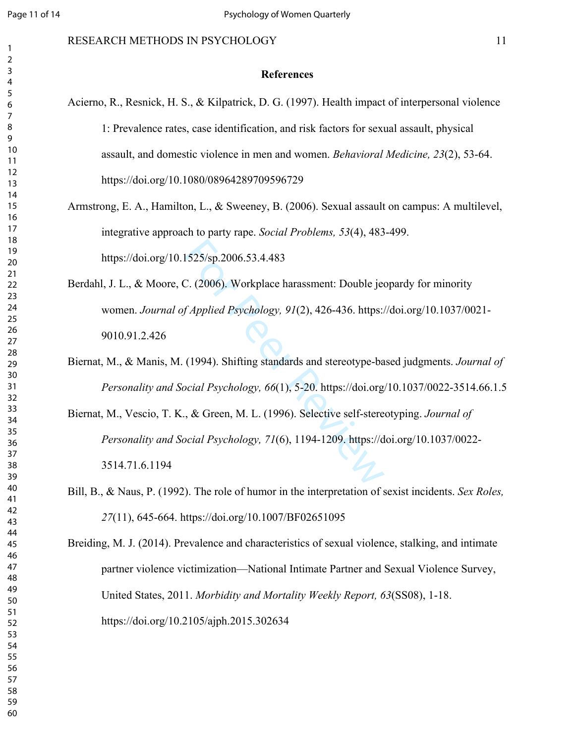## References

Acierno, R., Resnick, H. S., & Kilpatrick, D. G. (1997). Health impact of interpersonal violence 1: Prevalence rates, case identification, and risk factors for sexual assault, physical assault, and domestic violence in men and women. *Behavioral Medicine, 23*(2), 53-64. https://doi.org/10.1080/08964289709596729

Armstrong, E. A., Hamilton, L., & Sweeney, B. (2006). Sexual assault on campus: A multilevel, integrative approach to party rape. *Social Problems, 53*(4), 483-499. https://doi.org/10.1525/sp.2006.53.4.483

Berdahl, J. L., & Moore, C. (2006). Workplace harassment: Double jeopardy for minority women. *Journal of Applied Psychology, 91*(2), 426-436. https://doi.org/10.1037/0021-9010.91.2.426

Biernat, M., & Manis, M. (1994). Shifting standards and stereotype-based judgments. *Journal of Personality and Social Psychology, 66*(1), 5-20. https://doi.org/10.1037/0022-3514.66.1.5

Biernat, M., Vescio, T. K., & Green, M. L. (1996). Selective self-stereotyping. *Journal of Personality and Social Psychology, 71*(6), 1194-1209. https://doi.org/10.1037/0022-3514.71.6.1194

Bill, B., & Naus, P. (1992). The role of humor in the interpretation of sexist incidents. *Sex Roles, 27*(11), 645-664. https://doi.org/10.1007/BF02651095

Breiding, M. J. (2014). Prevalence and characteristics of sexual violence, stalking, and intimate partner violence victimization—National Intimate Partner and Sexual Violence Survey, United States, 2011. *Morbidity and Mortality Weekly Report, 63*(SS08), 1-18. https://doi.org/10.2105/ajph.2015.302634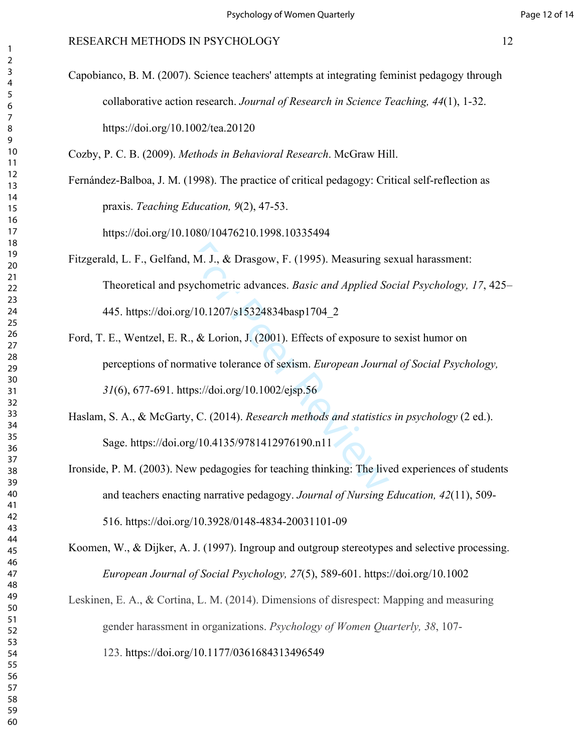Capobianco, B. M. (2007). Science teachers' attempts at integrating feminist pedagogy through collaborative action research. *Journal of Research in Science Teaching, 44*(1), 1-32. https://doi.org/10.1002/tea.20120

Cozby, P. C. B. (2009). *Methods in Behavioral Research*. McGraw Hill.

Fernández-Balboa, J. M. (1998). The practice of critical pedagogy: Critical self-reflection as praxis. *Teaching Education, 9*(2), 47-53. https://doi.org/10.1080/10476210.1998.10335494

Fitzgerald, L. F., Gelfand, M. J., & Drasgow, F. (1995). Measuring sexual harassment: Theoretical and psychometric advances. *Basic and Applied Social Psychology, 17*, 425–445. https://doi.org/10.1207/s15324834basp1704_2

Ford, T. E., Wentzel, E. R., & Lorion, J. (2001). Effects of exposure to sexist humor on perceptions of normative tolerance of sexism. *European Journal of Social Psychology, 31*(6), 677-691. https://doi.org/10.1002/ejsp.56

Haslam, S. A., & McGarty, C. (2014). *Research methods and statistics in psychology* (2 ed.). Sage. https://doi.org/10.4135/9781412976190.n11

Ironside, P. M. (2003). New pedagogies for teaching thinking: The lived experiences of students and teachers enacting narrative pedagogy. *Journal of Nursing Education, 42*(11), 509-516. https://doi.org/10.3928/0148-4834-20031101-09

Koomen, W., & Dijker, A. J. (1997). Ingroup and outgroup stereotypes and selective processing. *European Journal of Social Psychology, 27*(5), 589-601. https://doi.org/10.1002

Leskinen, E. A., & Cortina, L. M. (2014). Dimensions of disrespect: Mapping and measuring gender harassment in organizations. *Psychology of Women Quarterly, 38*, 107-123. https://doi.org/10.1177/0361684313496549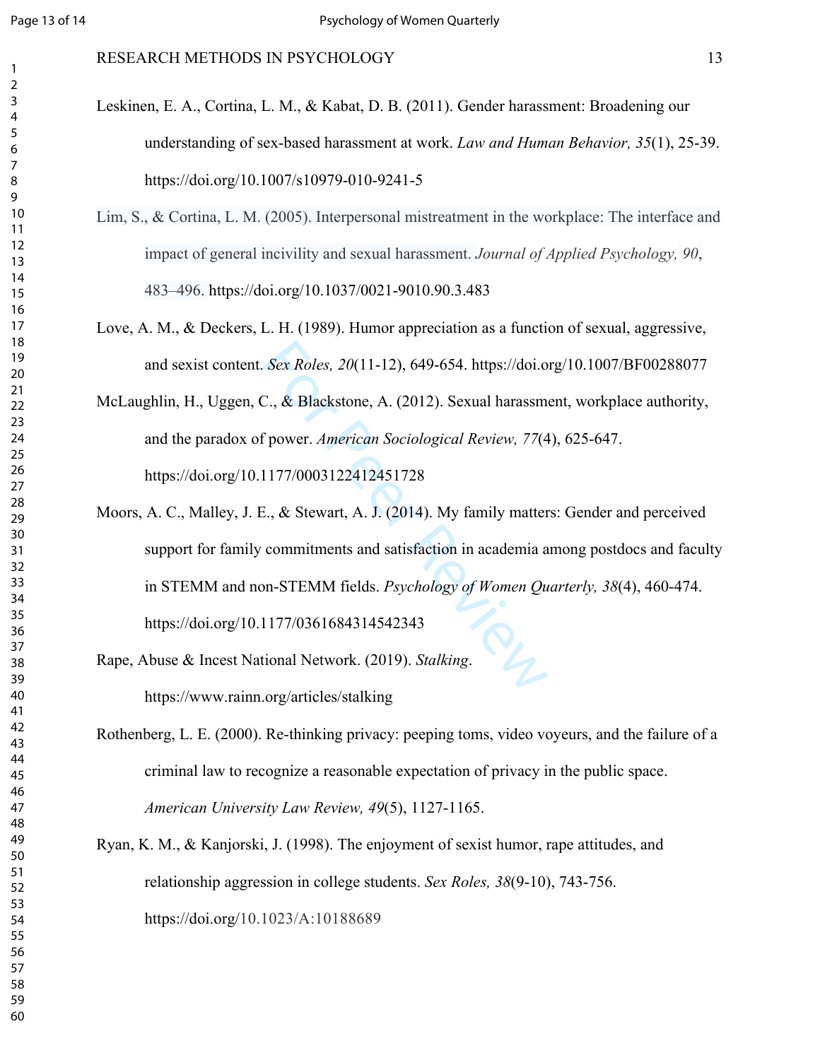Leskinen, E. A., Cortina, L. M., & Kabat, D. B. (2011). Gender harassment: Broadening our understanding of sex-based harassment at work. *Law and Human Behavior, 35*(1), 25-39. https://doi.org/10.1007/s10979-010-9241-5

Lim, S., & Cortina, L. M. (2005). Interpersonal mistreatment in the workplace: The interface and impact of general incivility and sexual harassment. *Journal of Applied Psychology, 90*, 483–496. https://doi.org/10.1037/0021-9010.90.3.483

Love, A. M., & Deckers, L. H. (1989). Humor appreciation as a function of sexual, aggressive, and sexist content. *Sex Roles, 20*(11-12), 649-654. https://doi.org/10.1007/BF00288077

McLaughlin, H., Uggen, C., & Blackstone, A. (2012). Sexual harassment, workplace authority, and the paradox of power. *American Sociological Review, 77*(4), 625-647. https://doi.org/10.1177/0003122412451728

Moors, A. C., Malley, J. E., & Stewart, A. J. (2014). My family matters: Gender and perceived support for family commitments and satisfaction in academia among postdocs and faculty in STEMM and non-STEMM fields. *Psychology of Women Quarterly, 38*(4), 460-474. https://doi.org/10.1177/0361684314542343

Rape, Abuse & Incest National Network. (2019). *Stalking*. https://www.rainn.org/articles/stalking

Rothenberg, L. E. (2000). Re-thinking privacy: peeping toms, video voyeurs, and the failure of a criminal law to recognize a reasonable expectation of privacy in the public space. *American University Law Review, 49*(5), 1127-1165.

Ryan, K. M., & Kanjorski, J. (1998). The enjoyment of sexist humor, rape attitudes, and relationship aggression in college students. *Sex Roles, 38*(9-10), 743-756. https://doi.org/10.1023/A:10188689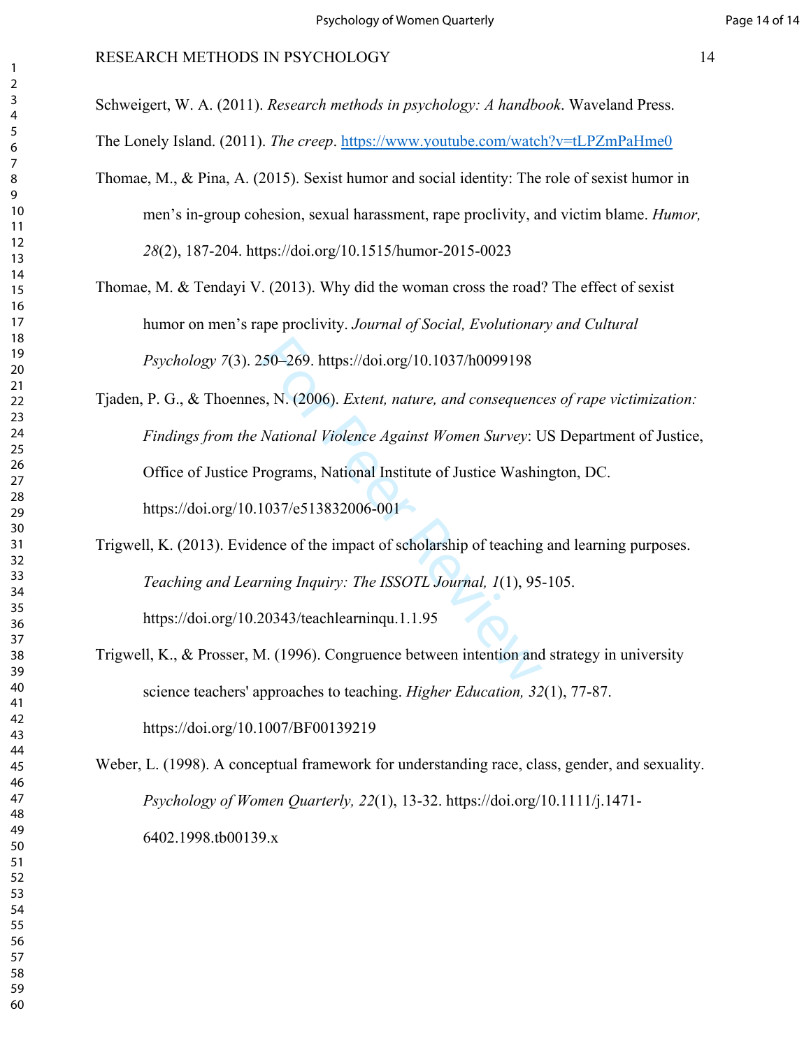Schweigert, W. A. (2011). *Research methods in psychology: A handbook*. Waveland Press.

The Lonely Island. (2011). *The creep*. https://www.youtube.com/watch?v=tLPZmPaHme0

Thomae, M., & Pina, A. (2015). Sexist humor and social identity: The role of sexist humor in men's in-group cohesion, sexual harassment, rape proclivity, and victim blame. *Humor, 28*(2), 187-204. https://doi.org/10.1515/humor-2015-0023

Thomae, M. & Tendayi V. (2013). Why did the woman cross the road? The effect of sexist humor on men's rape proclivity. *Journal of Social, Evolutionary and Cultural Psychology 7*(3). 250–269. https://doi.org/10.1037/h0099198

Tjaden, P. G., & Thoennes, N. (2006). *Extent, nature, and consequences of rape victimization: Findings from the National Violence Against Women Survey*: US Department of Justice, Office of Justice Programs, National Institute of Justice Washington, DC. https://doi.org/10.1037/e513832006-001

Trigwell, K. (2013). Evidence of the impact of scholarship of teaching and learning purposes. *Teaching and Learning Inquiry: The ISSOTL Journal, 1*(1), 95-105. https://doi.org/10.20343/teachlearninqu.1.1.95

Trigwell, K., & Prosser, M. (1996). Congruence between intention and strategy in university science teachers' approaches to teaching. *Higher Education, 32*(1), 77-87. https://doi.org/10.1007/BF00139219

Weber, L. (1998). A conceptual framework for understanding race, class, gender, and sexuality. *Psychology of Women Quarterly, 22*(1), 13-32. https://doi.org/10.1111/j.1471-6402.1998.tb00139.x